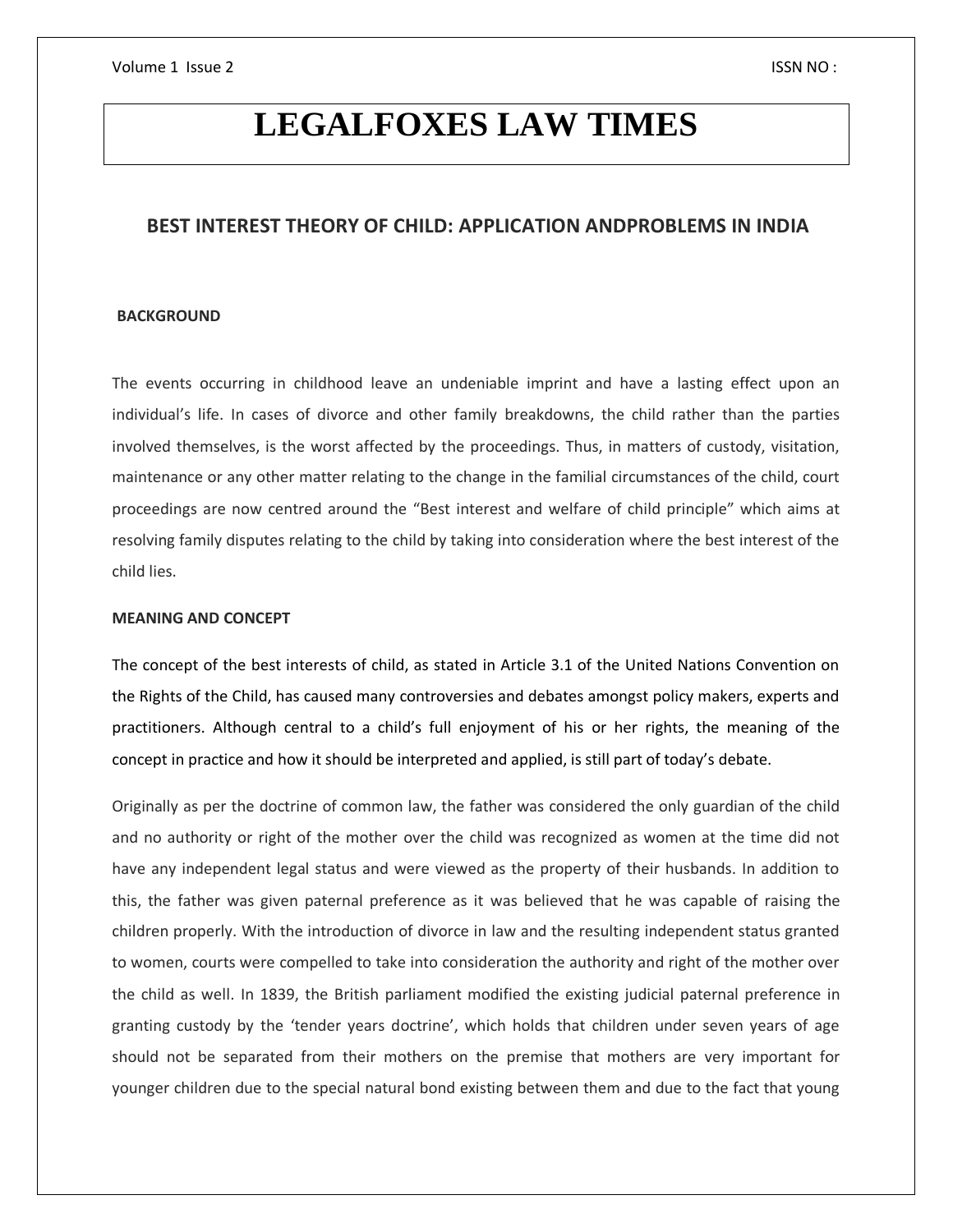# LEGALFOXES LAW TIMES

## BEST INTEREST THEORY OF CHILD: APPLICATION ANDPROBLEMS IN INDIA

### BACKGROUND

The events occurring in childhood leave an undeniable imprint and have a lasting effect upon an individual's life. In cases of divorce and other family breakdowns, the child rather than the parties involved themselves, is the worst affected by the proceedings. Thus, in matters of custody, visitation, maintenance or any other matter relating to the change in the familial circumstances of the child, court proceedings are now centred around the "Best interest and welfare of child principle" which aims at resolving family disputes relating to the child by taking into consideration where the best interest of the child lies.

### MEANING AND CONCEPT

The concept of the best interests of child, as stated in Article 3.1 of the United Nations Convention on the Rights of the Child, has caused many controversies and debates amongst policy makers, experts and practitioners. Although central to a child's full enjoyment of his or her rights, the meaning of the concept in practice and how it should be interpreted and applied, is still part of today's debate.

Originally as per the doctrine of common law, the father was considered the only guardian of the child and no authority or right of the mother over the child was recognized as women at the time did not have any independent legal status and were viewed as the property of their husbands. In addition to this, the father was given paternal preference as it was believed that he was capable of raising the children properly. With the introduction of divorce in law and the resulting independent status granted to women, courts were compelled to take into consideration the authority and right of the mother over the child as well. In 1839, the British parliament modified the existing judicial paternal preference in granting custody by the 'tender years doctrine', which holds that children under seven years of age should not be separated from their mothers on the premise that mothers are very important for younger children due to the special natural bond existing between them and due to the fact that young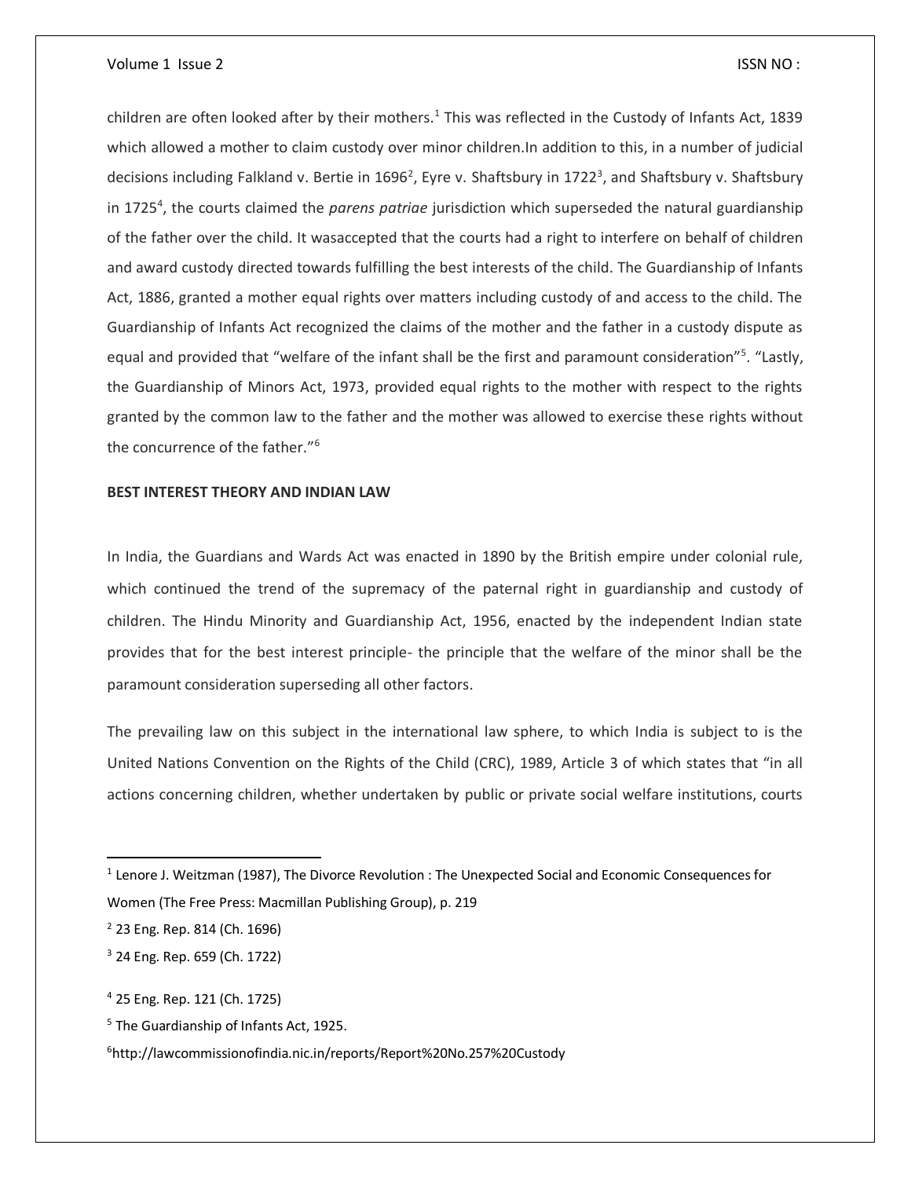children are often looked after by their mothers.[1] This was reflected in the Custody of Infants Act, 1839 which allowed a mother to claim custody over minor children.In addition to this, in a number of judicial decisions including Falkland v. Bertie in 1696[2], Eyre v. Shaftsbury in 1722[3], and Shaftsbury v. Shaftsbury in 1725[4], the courts claimed the *parens patriae* jurisdiction which superseded the natural guardianship of the father over the child. It wasaccepted that the courts had a right to interfere on behalf of children and award custody directed towards fulfilling the best interests of the child. The Guardianship of Infants Act, 1886, granted a mother equal rights over matters including custody of and access to the child. The Guardianship of Infants Act recognized the claims of the mother and the father in a custody dispute as equal and provided that "welfare of the infant shall be the first and paramount consideration"[5]. "Lastly, the Guardianship of Minors Act, 1973, provided equal rights to the mother with respect to the rights granted by the common law to the father and the mother was allowed to exercise these rights without the concurrence of the father."[6]

**BEST INTEREST THEORY AND INDIAN LAW**

In India, the Guardians and Wards Act was enacted in 1890 by the British empire under colonial rule, which continued the trend of the supremacy of the paternal right in guardianship and custody of children. The Hindu Minority and Guardianship Act, 1956, enacted by the independent Indian state provides that for the best interest principle- the principle that the welfare of the minor shall be the paramount consideration superseding all other factors.

The prevailing law on this subject in the international law sphere, to which India is subject to is the United Nations Convention on the Rights of the Child (CRC), 1989, Article 3 of which states that "in all actions concerning children, whether undertaken by public or private social welfare institutions, courts

---

[1] Lenore J. Weitzman (1987), The Divorce Revolution : The Unexpected Social and Economic Consequences for Women (The Free Press: Macmillan Publishing Group), p. 219

[2] 23 Eng. Rep. 814 (Ch. 1696)

[3] 24 Eng. Rep. 659 (Ch. 1722)

[4] 25 Eng. Rep. 121 (Ch. 1725)

[5] The Guardianship of Infants Act, 1925.

[6] http://lawcommissionofindia.nic.in/reports/Report%20No.257%20Custody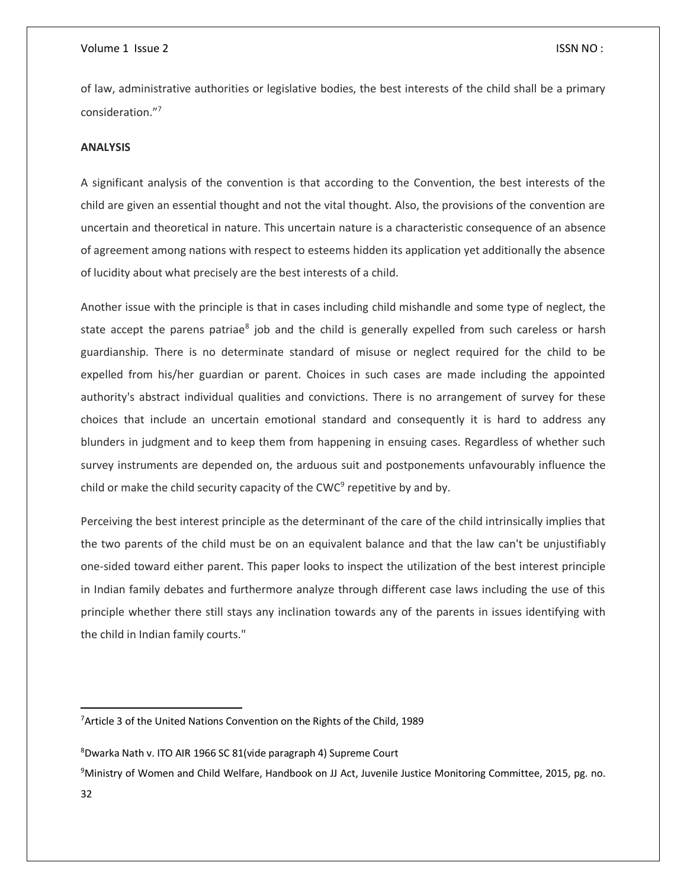of law, administrative authorities or legislative bodies, the best interests of the child shall be a primary consideration."[7]

**ANALYSIS**

A significant analysis of the convention is that according to the Convention, the best interests of the child are given an essential thought and not the vital thought. Also, the provisions of the convention are uncertain and theoretical in nature. This uncertain nature is a characteristic consequence of an absence of agreement among nations with respect to esteems hidden its application yet additionally the absence of lucidity about what precisely are the best interests of a child.

Another issue with the principle is that in cases including child mishandle and some type of neglect, the state accept the parens patriae[8] job and the child is generally expelled from such careless or harsh guardianship. There is no determinate standard of misuse or neglect required for the child to be expelled from his/her guardian or parent. Choices in such cases are made including the appointed authority's abstract individual qualities and convictions. There is no arrangement of survey for these choices that include an uncertain emotional standard and consequently it is hard to address any blunders in judgment and to keep them from happening in ensuing cases. Regardless of whether such survey instruments are depended on, the arduous suit and postponements unfavourably influence the child or make the child security capacity of the CWC[9] repetitive by and by.

Perceiving the best interest principle as the determinant of the care of the child intrinsically implies that the two parents of the child must be on an equivalent balance and that the law can't be unjustifiably one-sided toward either parent. This paper looks to inspect the utilization of the best interest principle in Indian family debates and furthermore analyze through different case laws including the use of this principle whether there still stays any inclination towards any of the parents in issues identifying with the child in Indian family courts."

---

[7] Article 3 of the United Nations Convention on the Rights of the Child, 1989

[8] Dwarka Nath v. ITO AIR 1966 SC 81(vide paragraph 4) Supreme Court

[9] Ministry of Women and Child Welfare, Handbook on JJ Act, Juvenile Justice Monitoring Committee, 2015, pg. no. 32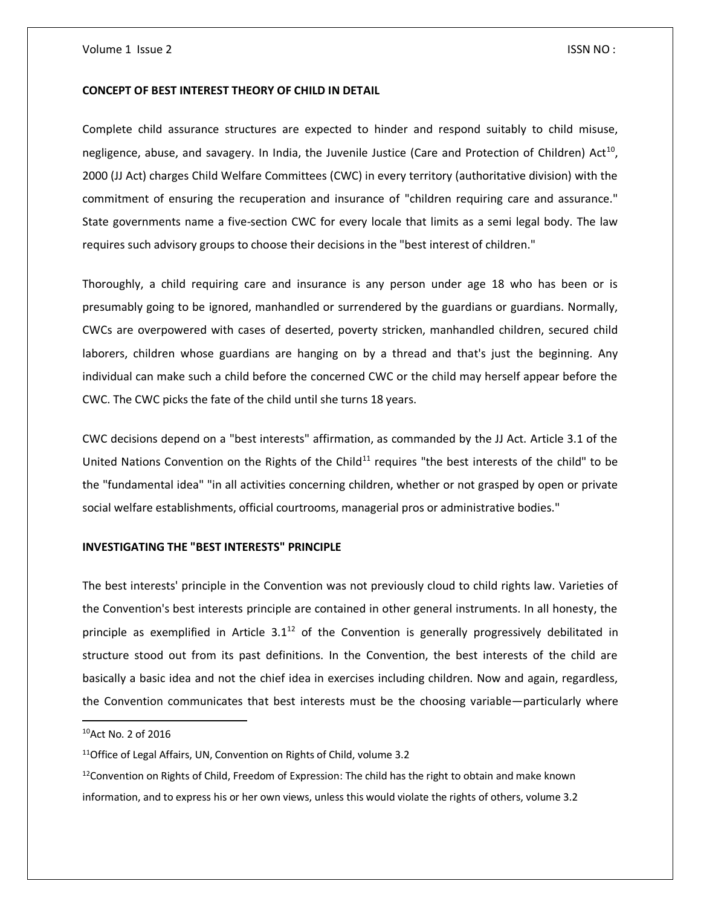**CONCEPT OF BEST INTEREST THEORY OF CHILD IN DETAIL**

Complete child assurance structures are expected to hinder and respond suitably to child misuse, negligence, abuse, and savagery. In India, the Juvenile Justice (Care and Protection of Children) Act[10], 2000 (JJ Act) charges Child Welfare Committees (CWC) in every territory (authoritative division) with the commitment of ensuring the recuperation and insurance of "children requiring care and assurance." State governments name a five-section CWC for every locale that limits as a semi legal body. The law requires such advisory groups to choose their decisions in the "best interest of children."

Thoroughly, a child requiring care and insurance is any person under age 18 who has been or is presumably going to be ignored, manhandled or surrendered by the guardians or guardians. Normally, CWCs are overpowered with cases of deserted, poverty stricken, manhandled children, secured child laborers, children whose guardians are hanging on by a thread and that's just the beginning. Any individual can make such a child before the concerned CWC or the child may herself appear before the CWC. The CWC picks the fate of the child until she turns 18 years.

CWC decisions depend on a "best interests" affirmation, as commanded by the JJ Act. Article 3.1 of the United Nations Convention on the Rights of the Child[11] requires "the best interests of the child" to be the "fundamental idea" "in all activities concerning children, whether or not grasped by open or private social welfare establishments, official courtrooms, managerial pros or administrative bodies."

**INVESTIGATING THE "BEST INTERESTS" PRINCIPLE**

The best interests' principle in the Convention was not previously cloud to child rights law. Varieties of the Convention's best interests principle are contained in other general instruments. In all honesty, the principle as exemplified in Article 3.1[12] of the Convention is generally progressively debilitated in structure stood out from its past definitions. In the Convention, the best interests of the child are basically a basic idea and not the chief idea in exercises including children. Now and again, regardless, the Convention communicates that best interests must be the choosing variable—particularly where

---

[10] Act No. 2 of 2016

[11] Office of Legal Affairs, UN, Convention on Rights of Child, volume 3.2

[12] Convention on Rights of Child, Freedom of Expression: The child has the right to obtain and make known information, and to express his or her own views, unless this would violate the rights of others, volume 3.2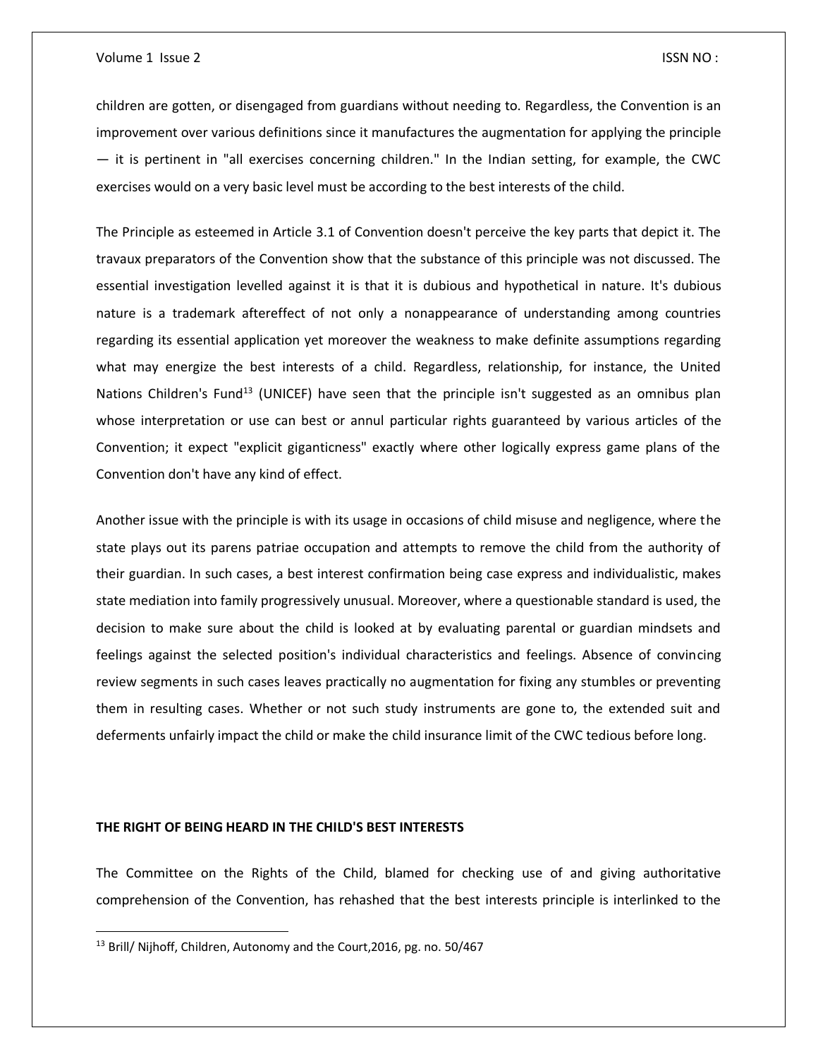children are gotten, or disengaged from guardians without needing to. Regardless, the Convention is an improvement over various definitions since it manufactures the augmentation for applying the principle — it is pertinent in "all exercises concerning children." In the Indian setting, for example, the CWC exercises would on a very basic level must be according to the best interests of the child.

The Principle as esteemed in Article 3.1 of Convention doesn't perceive the key parts that depict it. The travaux preparators of the Convention show that the substance of this principle was not discussed. The essential investigation levelled against it is that it is dubious and hypothetical in nature. It's dubious nature is a trademark aftereffect of not only a nonappearance of understanding among countries regarding its essential application yet moreover the weakness to make definite assumptions regarding what may energize the best interests of a child. Regardless, relationship, for instance, the United Nations Children's Fund[13] (UNICEF) have seen that the principle isn't suggested as an omnibus plan whose interpretation or use can best or annul particular rights guaranteed by various articles of the Convention; it expect "explicit giganticness" exactly where other logically express game plans of the Convention don't have any kind of effect.

Another issue with the principle is with its usage in occasions of child misuse and negligence, where the state plays out its parens patriae occupation and attempts to remove the child from the authority of their guardian. In such cases, a best interest confirmation being case express and individualistic, makes state mediation into family progressively unusual. Moreover, where a questionable standard is used, the decision to make sure about the child is looked at by evaluating parental or guardian mindsets and feelings against the selected position's individual characteristics and feelings. Absence of convincing review segments in such cases leaves practically no augmentation for fixing any stumbles or preventing them in resulting cases. Whether or not such study instruments are gone to, the extended suit and deferments unfairly impact the child or make the child insurance limit of the CWC tedious before long.

## THE RIGHT OF BEING HEARD IN THE CHILD'S BEST INTERESTS

The Committee on the Rights of the Child, blamed for checking use of and giving authoritative comprehension of the Convention, has rehashed that the best interests principle is interlinked to the

[13] Brill/ Nijhoff, Children, Autonomy and the Court,2016, pg. no. 50/467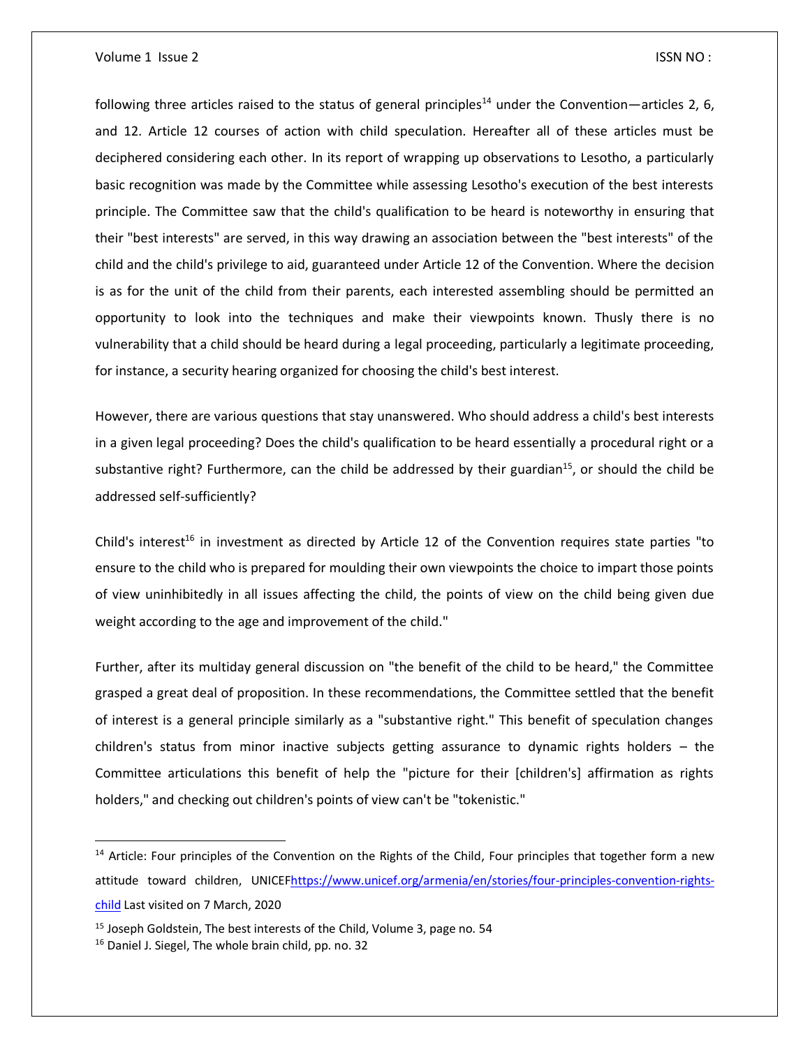following three articles raised to the status of general principles[14] under the Convention—articles 2, 6, and 12. Article 12 courses of action with child speculation. Hereafter all of these articles must be deciphered considering each other. In its report of wrapping up observations to Lesotho, a particularly basic recognition was made by the Committee while assessing Lesotho's execution of the best interests principle. The Committee saw that the child's qualification to be heard is noteworthy in ensuring that their "best interests" are served, in this way drawing an association between the "best interests" of the child and the child's privilege to aid, guaranteed under Article 12 of the Convention. Where the decision is as for the unit of the child from their parents, each interested assembling should be permitted an opportunity to look into the techniques and make their viewpoints known. Thusly there is no vulnerability that a child should be heard during a legal proceeding, particularly a legitimate proceeding, for instance, a security hearing organized for choosing the child's best interest.

However, there are various questions that stay unanswered. Who should address a child's best interests in a given legal proceeding? Does the child's qualification to be heard essentially a procedural right or a substantive right? Furthermore, can the child be addressed by their guardian[15], or should the child be addressed self-sufficiently?

Child's interest[16] in investment as directed by Article 12 of the Convention requires state parties "to ensure to the child who is prepared for moulding their own viewpoints the choice to impart those points of view uninhibitedly in all issues affecting the child, the points of view on the child being given due weight according to the age and improvement of the child."

Further, after its multiday general discussion on "the benefit of the child to be heard," the Committee grasped a great deal of proposition. In these recommendations, the Committee settled that the benefit of interest is a general principle similarly as a "substantive right." This benefit of speculation changes children's status from minor inactive subjects getting assurance to dynamic rights holders – the Committee articulations this benefit of help the "picture for their [children's] affirmation as rights holders," and checking out children's points of view can't be "tokenistic."

---

[14] Article: Four principles of the Convention on the Rights of the Child, Four principles that together form a new attitude toward children, UNICEF[https://www.unicef.org/armenia/en/stories/four-principles-convention-rights-child](https://www.unicef.org/armenia/en/stories/four-principles-convention-rights-child) Last visited on 7 March, 2020

[15] Joseph Goldstein, The best interests of the Child, Volume 3, page no. 54

[16] Daniel J. Siegel, The whole brain child, pp. no. 32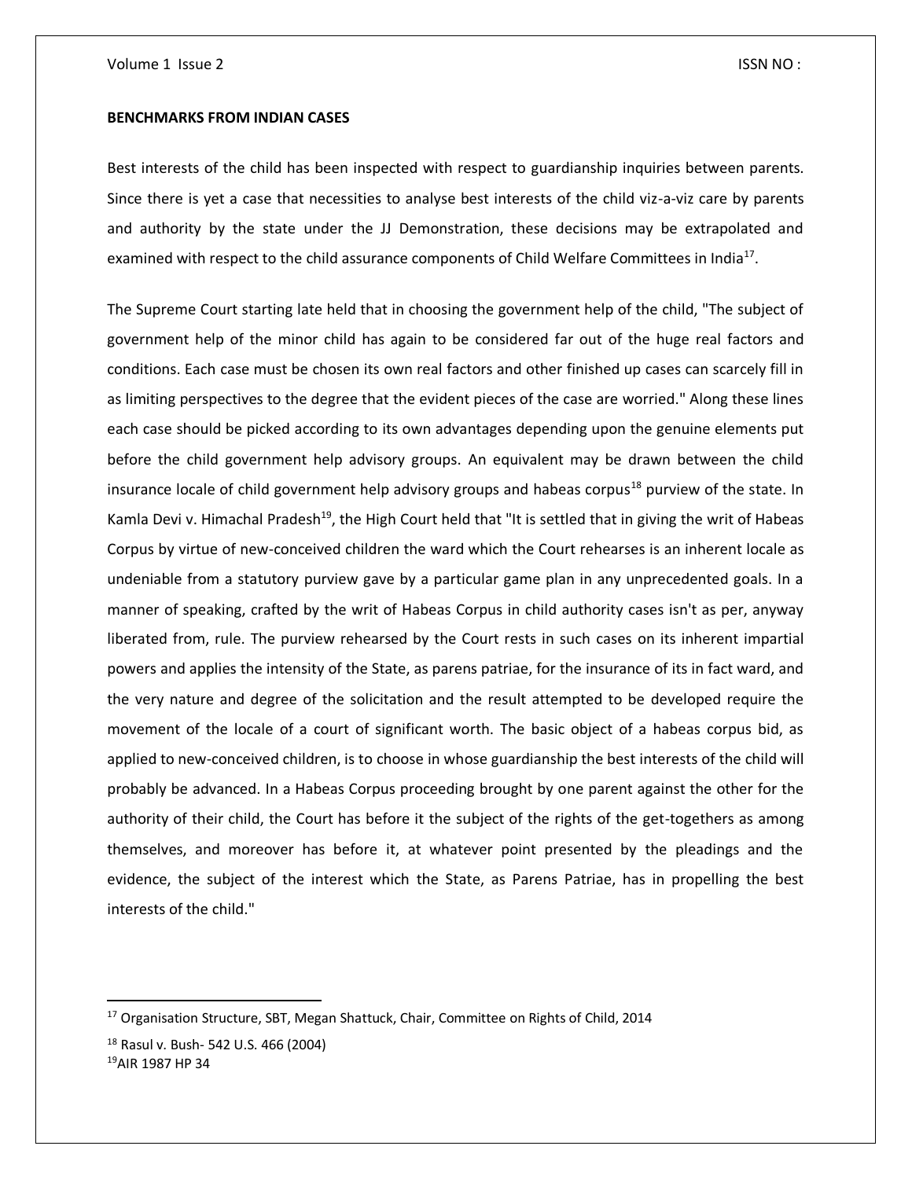**BENCHMARKS FROM INDIAN CASES**

Best interests of the child has been inspected with respect to guardianship inquiries between parents. Since there is yet a case that necessities to analyse best interests of the child viz-a-viz care by parents and authority by the state under the JJ Demonstration, these decisions may be extrapolated and examined with respect to the child assurance components of Child Welfare Committees in India[17].

The Supreme Court starting late held that in choosing the government help of the child, "The subject of government help of the minor child has again to be considered far out of the huge real factors and conditions. Each case must be chosen its own real factors and other finished up cases can scarcely fill in as limiting perspectives to the degree that the evident pieces of the case are worried." Along these lines each case should be picked according to its own advantages depending upon the genuine elements put before the child government help advisory groups. An equivalent may be drawn between the child insurance locale of child government help advisory groups and habeas corpus[18] purview of the state. In Kamla Devi v. Himachal Pradesh[19], the High Court held that "It is settled that in giving the writ of Habeas Corpus by virtue of new-conceived children the ward which the Court rehearses is an inherent locale as undeniable from a statutory purview gave by a particular game plan in any unprecedented goals. In a manner of speaking, crafted by the writ of Habeas Corpus in child authority cases isn't as per, anyway liberated from, rule. The purview rehearsed by the Court rests in such cases on its inherent impartial powers and applies the intensity of the State, as parens patriae, for the insurance of its in fact ward, and the very nature and degree of the solicitation and the result attempted to be developed require the movement of the locale of a court of significant worth. The basic object of a habeas corpus bid, as applied to new-conceived children, is to choose in whose guardianship the best interests of the child will probably be advanced. In a Habeas Corpus proceeding brought by one parent against the other for the authority of their child, the Court has before it the subject of the rights of the get-togethers as among themselves, and moreover has before it, at whatever point presented by the pleadings and the evidence, the subject of the interest which the State, as Parens Patriae, has in propelling the best interests of the child."

---

[17] Organisation Structure, SBT, Megan Shattuck, Chair, Committee on Rights of Child, 2014

[18] Rasul v. Bush- 542 U.S. 466 (2004)

[19] AIR 1987 HP 34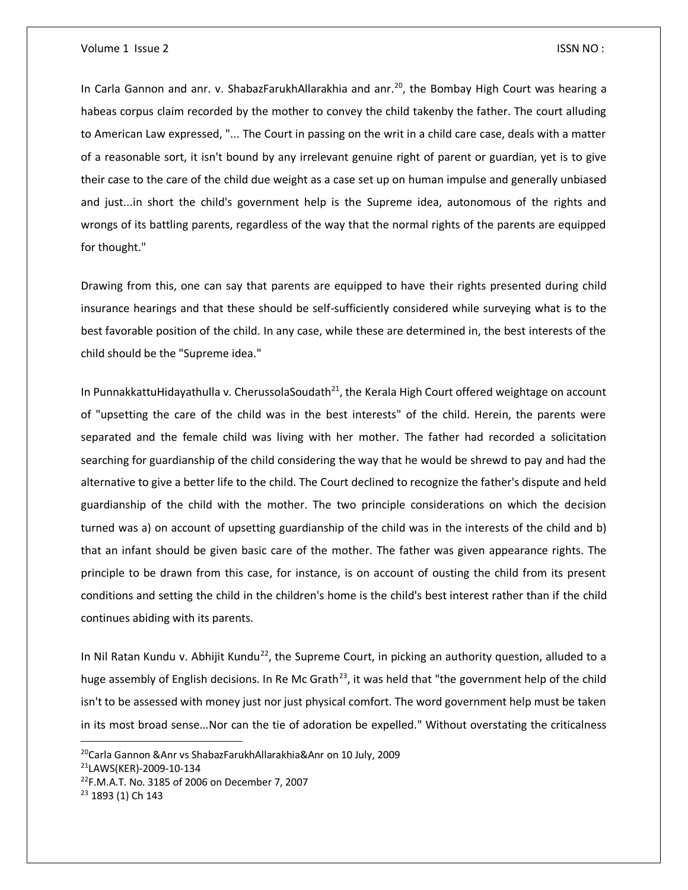In Carla Gannon and anr. v. ShabazFarukhAllarakhia and anr.[20], the Bombay High Court was hearing a habeas corpus claim recorded by the mother to convey the child takenby the father. The court alluding to American Law expressed, "... The Court in passing on the writ in a child care case, deals with a matter of a reasonable sort, it isn't bound by any irrelevant genuine right of parent or guardian, yet is to give their case to the care of the child due weight as a case set up on human impulse and generally unbiased and just...in short the child's government help is the Supreme idea, autonomous of the rights and wrongs of its battling parents, regardless of the way that the normal rights of the parents are equipped for thought."

Drawing from this, one can say that parents are equipped to have their rights presented during child insurance hearings and that these should be self-sufficiently considered while surveying what is to the best favorable position of the child. In any case, while these are determined in, the best interests of the child should be the "Supreme idea."

In PunnakkattuHidayathulla v. CherussolaSoudath[21], the Kerala High Court offered weightage on account of "upsetting the care of the child was in the best interests" of the child. Herein, the parents were separated and the female child was living with her mother. The father had recorded a solicitation searching for guardianship of the child considering the way that he would be shrewd to pay and had the alternative to give a better life to the child. The Court declined to recognize the father's dispute and held guardianship of the child with the mother. The two principle considerations on which the decision turned was a) on account of upsetting guardianship of the child was in the interests of the child and b) that an infant should be given basic care of the mother. The father was given appearance rights. The principle to be drawn from this case, for instance, is on account of ousting the child from its present conditions and setting the child in the children's home is the child's best interest rather than if the child continues abiding with its parents.

In Nil Ratan Kundu v. Abhijit Kundu[22], the Supreme Court, in picking an authority question, alluded to a huge assembly of English decisions. In Re Mc Grath[23], it was held that "the government help of the child isn't to be assessed with money just nor just physical comfort. The word government help must be taken in its most broad sense...Nor can the tie of adoration be expelled." Without overstating the criticalness

---

[20] Carla Gannon &Anr vs ShabazFarukhAllarakhia&Anr on 10 July, 2009

[21] LAWS(KER)-2009-10-134

[22] F.M.A.T. No. 3185 of 2006 on December 7, 2007

[23] 1893 (1) Ch 143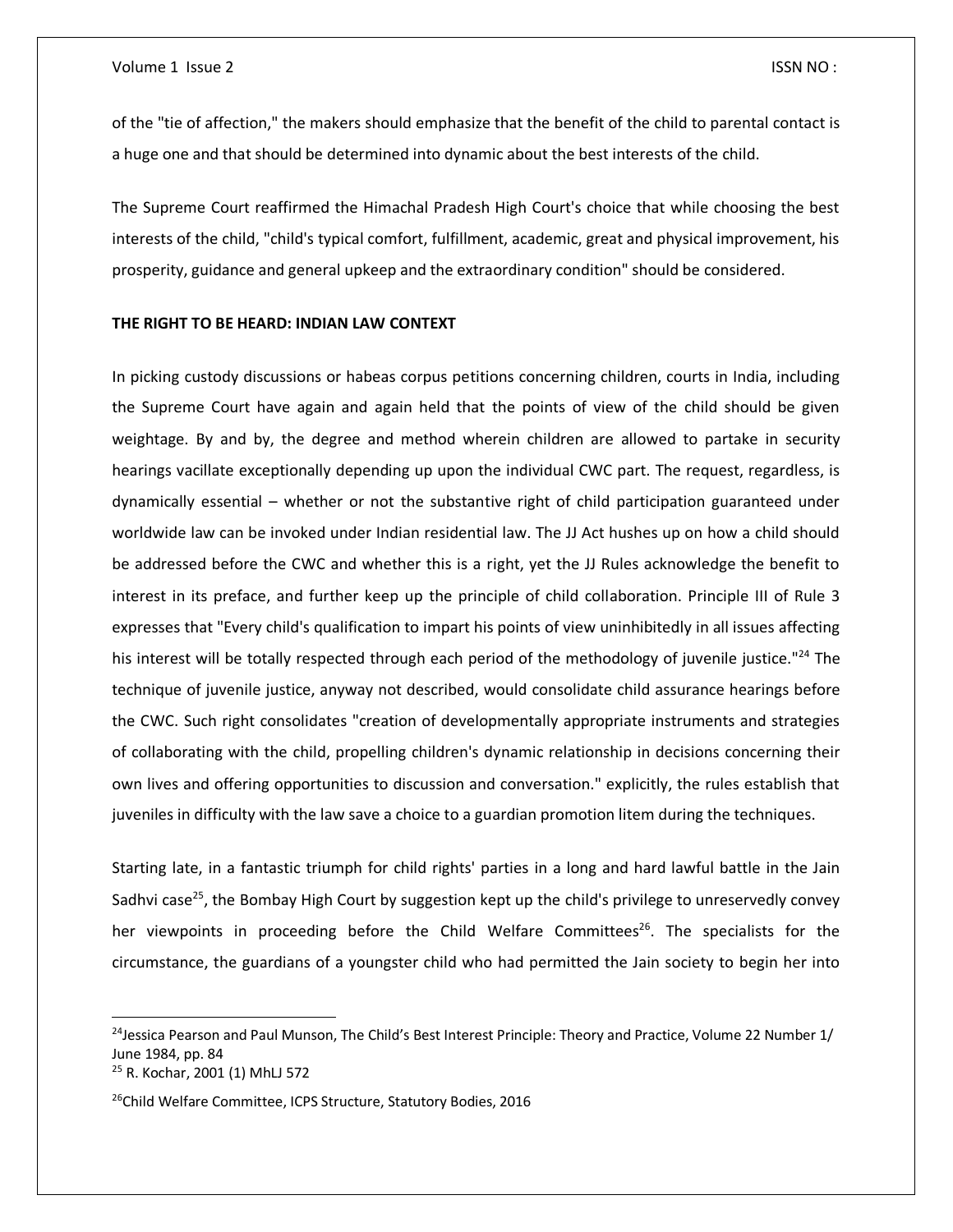of the "tie of affection," the makers should emphasize that the benefit of the child to parental contact is a huge one and that should be determined into dynamic about the best interests of the child.

The Supreme Court reaffirmed the Himachal Pradesh High Court's choice that while choosing the best interests of the child, "child's typical comfort, fulfillment, academic, great and physical improvement, his prosperity, guidance and general upkeep and the extraordinary condition" should be considered.

**THE RIGHT TO BE HEARD: INDIAN LAW CONTEXT**

In picking custody discussions or habeas corpus petitions concerning children, courts in India, including the Supreme Court have again and again held that the points of view of the child should be given weightage. By and by, the degree and method wherein children are allowed to partake in security hearings vacillate exceptionally depending up upon the individual CWC part. The request, regardless, is dynamically essential – whether or not the substantive right of child participation guaranteed under worldwide law can be invoked under Indian residential law. The JJ Act hushes up on how a child should be addressed before the CWC and whether this is a right, yet the JJ Rules acknowledge the benefit to interest in its preface, and further keep up the principle of child collaboration. Principle III of Rule 3 expresses that "Every child's qualification to impart his points of view uninhibitedly in all issues affecting his interest will be totally respected through each period of the methodology of juvenile justice."[24] The technique of juvenile justice, anyway not described, would consolidate child assurance hearings before the CWC. Such right consolidates "creation of developmentally appropriate instruments and strategies of collaborating with the child, propelling children's dynamic relationship in decisions concerning their own lives and offering opportunities to discussion and conversation." explicitly, the rules establish that juveniles in difficulty with the law save a choice to a guardian promotion litem during the techniques.

Starting late, in a fantastic triumph for child rights' parties in a long and hard lawful battle in the Jain Sadhvi case[25], the Bombay High Court by suggestion kept up the child's privilege to unreservedly convey her viewpoints in proceeding before the Child Welfare Committees[26]. The specialists for the circumstance, the guardians of a youngster child who had permitted the Jain society to begin her into

---

[24]Jessica Pearson and Paul Munson, The Child's Best Interest Principle: Theory and Practice, Volume 22 Number 1/ June 1984, pp. 84

[25] R. Kochar, 2001 (1) MhLJ 572

[26]Child Welfare Committee, ICPS Structure, Statutory Bodies, 2016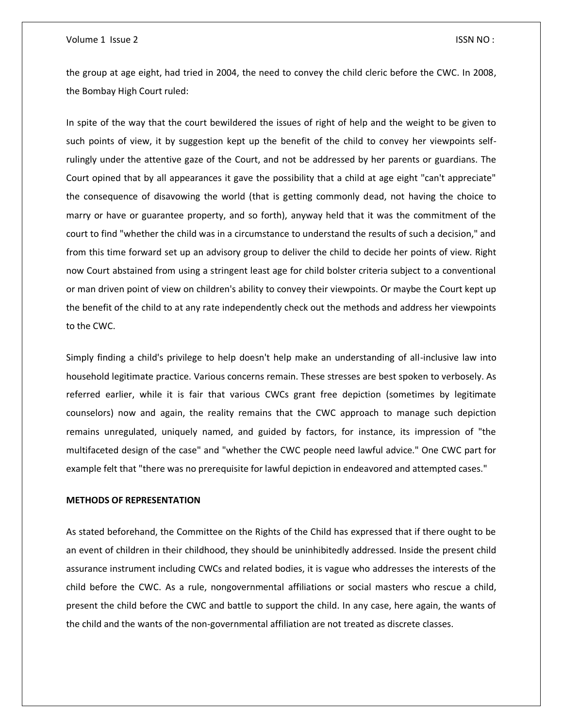the group at age eight, had tried in 2004, the need to convey the child cleric before the CWC. In 2008, the Bombay High Court ruled:

In spite of the way that the court bewildered the issues of right of help and the weight to be given to such points of view, it by suggestion kept up the benefit of the child to convey her viewpoints self-rulingly under the attentive gaze of the Court, and not be addressed by her parents or guardians. The Court opined that by all appearances it gave the possibility that a child at age eight "can't appreciate" the consequence of disavowing the world (that is getting commonly dead, not having the choice to marry or have or guarantee property, and so forth), anyway held that it was the commitment of the court to find "whether the child was in a circumstance to understand the results of such a decision," and from this time forward set up an advisory group to deliver the child to decide her points of view. Right now Court abstained from using a stringent least age for child bolster criteria subject to a conventional or man driven point of view on children's ability to convey their viewpoints. Or maybe the Court kept up the benefit of the child to at any rate independently check out the methods and address her viewpoints to the CWC.

Simply finding a child's privilege to help doesn't help make an understanding of all-inclusive law into household legitimate practice. Various concerns remain. These stresses are best spoken to verbosely. As referred earlier, while it is fair that various CWCs grant free depiction (sometimes by legitimate counselors) now and again, the reality remains that the CWC approach to manage such depiction remains unregulated, uniquely named, and guided by factors, for instance, its impression of "the multifaceted design of the case" and "whether the CWC people need lawful advice." One CWC part for example felt that "there was no prerequisite for lawful depiction in endeavored and attempted cases."

**METHODS OF REPRESENTATION**

As stated beforehand, the Committee on the Rights of the Child has expressed that if there ought to be an event of children in their childhood, they should be uninhibitedly addressed. Inside the present child assurance instrument including CWCs and related bodies, it is vague who addresses the interests of the child before the CWC. As a rule, nongovernmental affiliations or social masters who rescue a child, present the child before the CWC and battle to support the child. In any case, here again, the wants of the child and the wants of the non-governmental affiliation are not treated as discrete classes.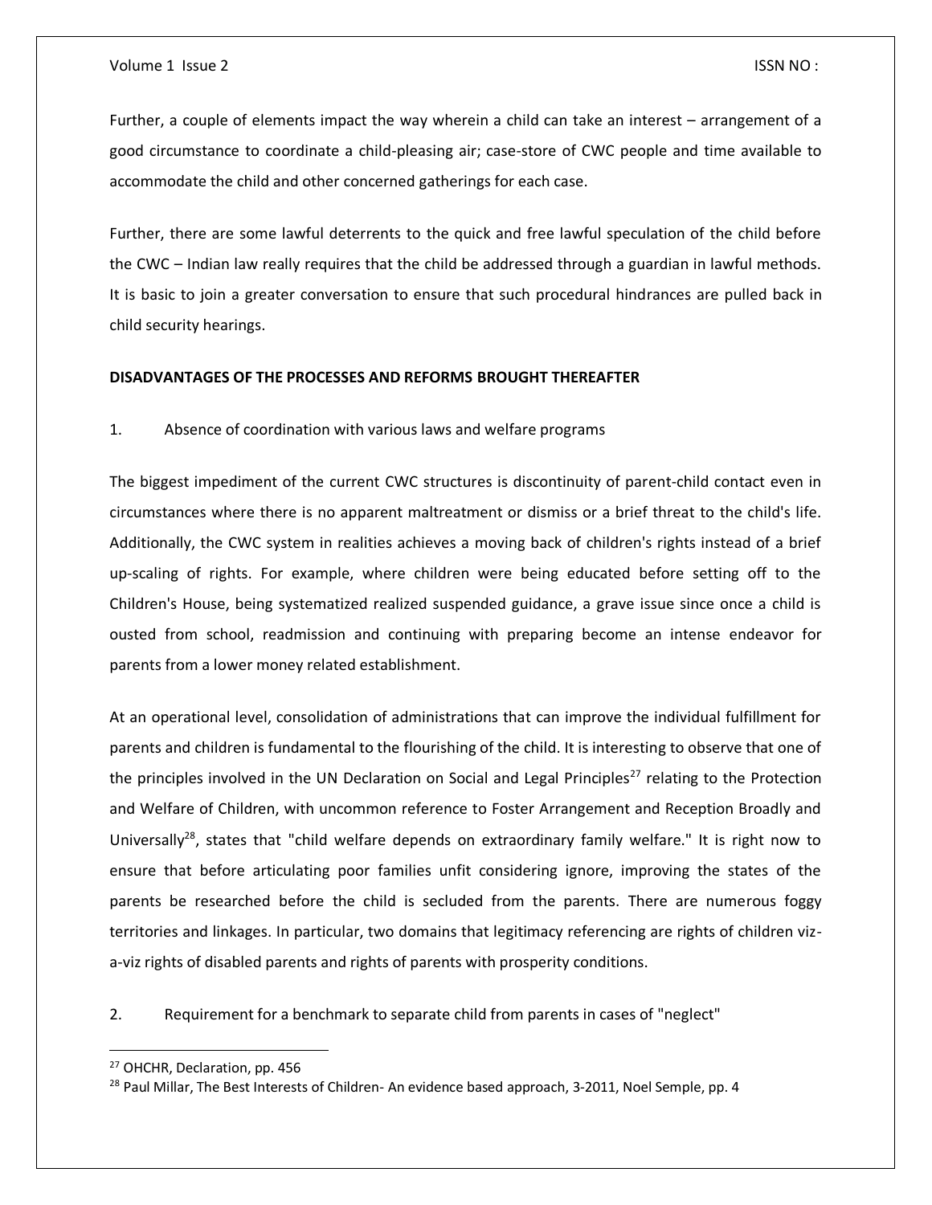Further, a couple of elements impact the way wherein a child can take an interest – arrangement of a good circumstance to coordinate a child-pleasing air; case-store of CWC people and time available to accommodate the child and other concerned gatherings for each case.

Further, there are some lawful deterrents to the quick and free lawful speculation of the child before the CWC – Indian law really requires that the child be addressed through a guardian in lawful methods. It is basic to join a greater conversation to ensure that such procedural hindrances are pulled back in child security hearings.

**DISADVANTAGES OF THE PROCESSES AND REFORMS BROUGHT THEREAFTER**

1. Absence of coordination with various laws and welfare programs

The biggest impediment of the current CWC structures is discontinuity of parent-child contact even in circumstances where there is no apparent maltreatment or dismiss or a brief threat to the child's life. Additionally, the CWC system in realities achieves a moving back of children's rights instead of a brief up-scaling of rights. For example, where children were being educated before setting off to the Children's House, being systematized realized suspended guidance, a grave issue since once a child is ousted from school, readmission and continuing with preparing become an intense endeavor for parents from a lower money related establishment.

At an operational level, consolidation of administrations that can improve the individual fulfillment for parents and children is fundamental to the flourishing of the child. It is interesting to observe that one of the principles involved in the UN Declaration on Social and Legal Principles[27] relating to the Protection and Welfare of Children, with uncommon reference to Foster Arrangement and Reception Broadly and Universally[28], states that "child welfare depends on extraordinary family welfare." It is right now to ensure that before articulating poor families unfit considering ignore, improving the states of the parents be researched before the child is secluded from the parents. There are numerous foggy territories and linkages. In particular, two domains that legitimacy referencing are rights of children viz-a-viz rights of disabled parents and rights of parents with prosperity conditions.

2. Requirement for a benchmark to separate child from parents in cases of "neglect"

---

[27] OHCHR, Declaration, pp. 456

[28] Paul Millar, The Best Interests of Children- An evidence based approach, 3-2011, Noel Semple, pp. 4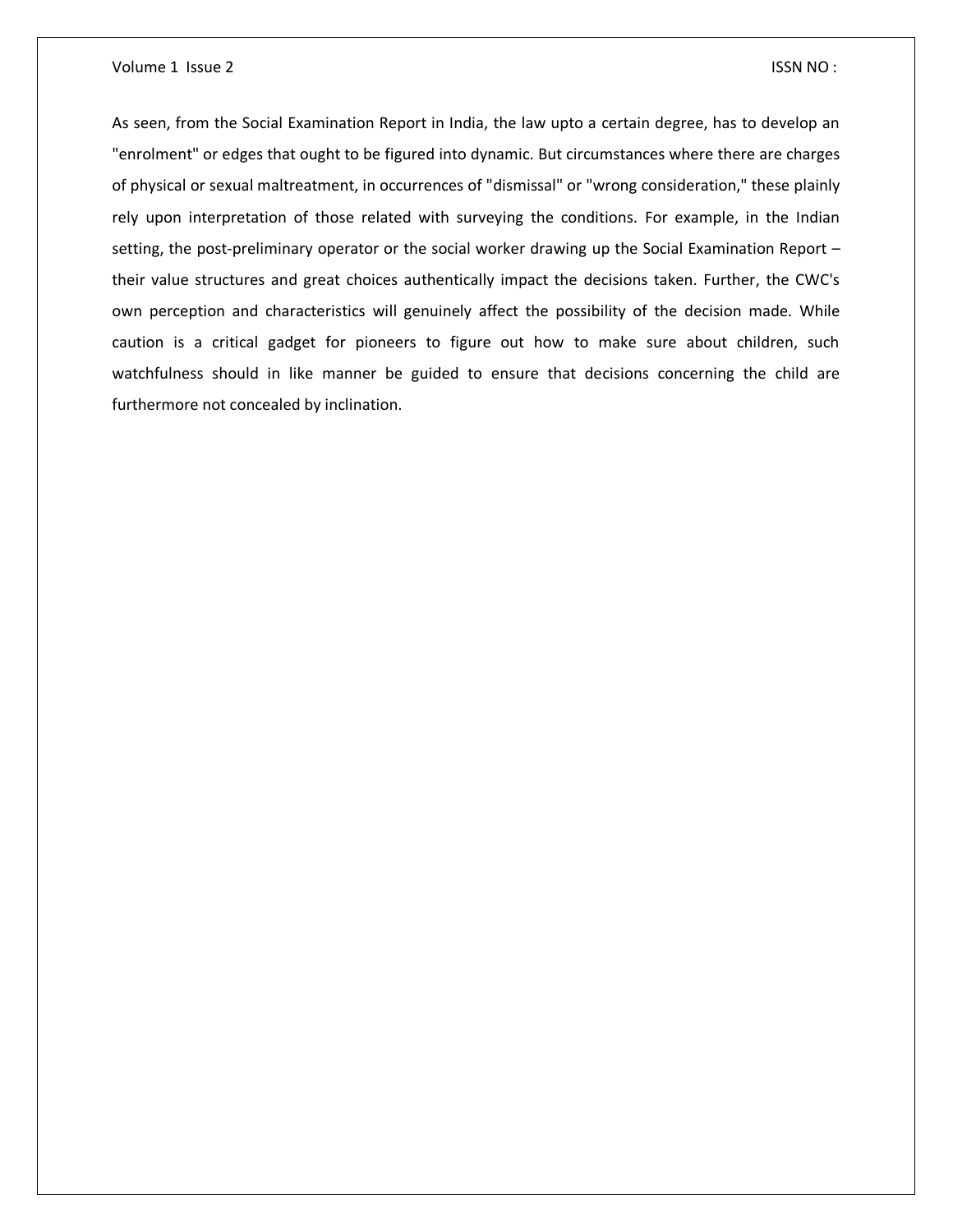As seen, from the Social Examination Report in India, the law upto a certain degree, has to develop an "enrolment" or edges that ought to be figured into dynamic. But circumstances where there are charges of physical or sexual maltreatment, in occurrences of "dismissal" or "wrong consideration," these plainly rely upon interpretation of those related with surveying the conditions. For example, in the Indian setting, the post-preliminary operator or the social worker drawing up the Social Examination Report – their value structures and great choices authentically impact the decisions taken. Further, the CWC's own perception and characteristics will genuinely affect the possibility of the decision made. While caution is a critical gadget for pioneers to figure out how to make sure about children, such watchfulness should in like manner be guided to ensure that decisions concerning the child are furthermore not concealed by inclination.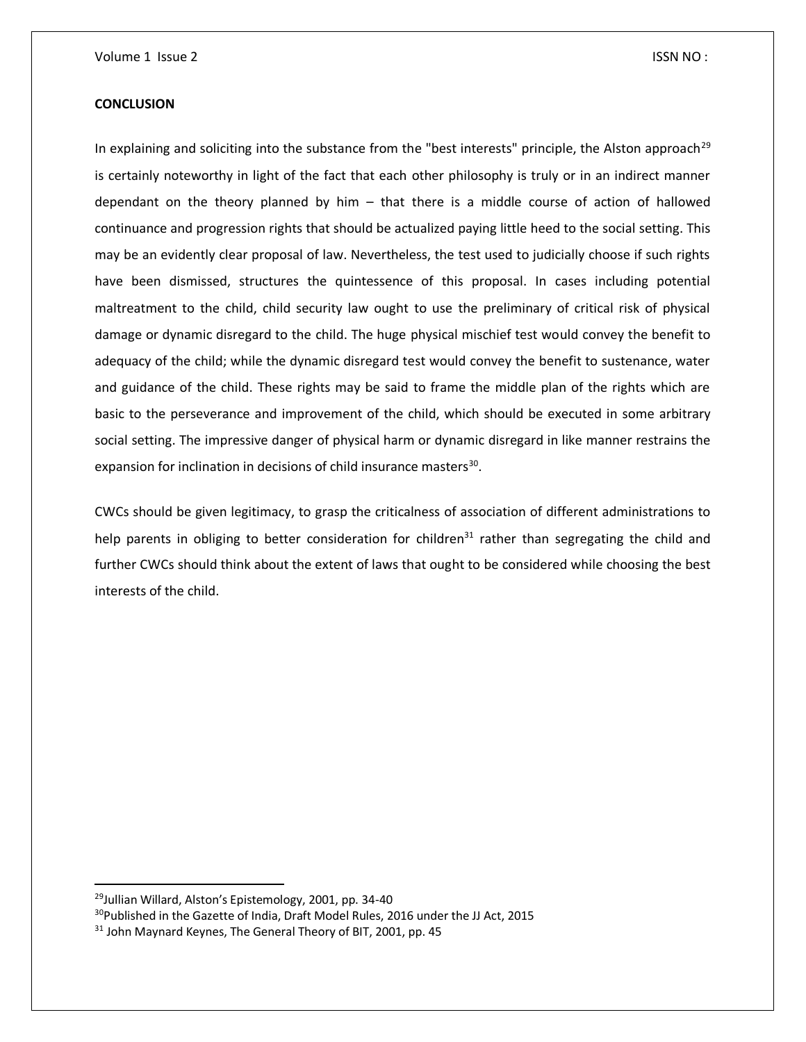**CONCLUSION**

In explaining and soliciting into the substance from the "best interests" principle, the Alston approach[29] is certainly noteworthy in light of the fact that each other philosophy is truly or in an indirect manner dependant on the theory planned by him – that there is a middle course of action of hallowed continuance and progression rights that should be actualized paying little heed to the social setting. This may be an evidently clear proposal of law. Nevertheless, the test used to judicially choose if such rights have been dismissed, structures the quintessence of this proposal. In cases including potential maltreatment to the child, child security law ought to use the preliminary of critical risk of physical damage or dynamic disregard to the child. The huge physical mischief test would convey the benefit to adequacy of the child; while the dynamic disregard test would convey the benefit to sustenance, water and guidance of the child. These rights may be said to frame the middle plan of the rights which are basic to the perseverance and improvement of the child, which should be executed in some arbitrary social setting. The impressive danger of physical harm or dynamic disregard in like manner restrains the expansion for inclination in decisions of child insurance masters[30].

CWCs should be given legitimacy, to grasp the criticalness of association of different administrations to help parents in obliging to better consideration for children[31] rather than segregating the child and further CWCs should think about the extent of laws that ought to be considered while choosing the best interests of the child.

---

[29] Jullian Willard, Alston's Epistemology, 2001, pp. 34-40

[30] Published in the Gazette of India, Draft Model Rules, 2016 under the JJ Act, 2015

[31] John Maynard Keynes, The General Theory of BIT, 2001, pp. 45